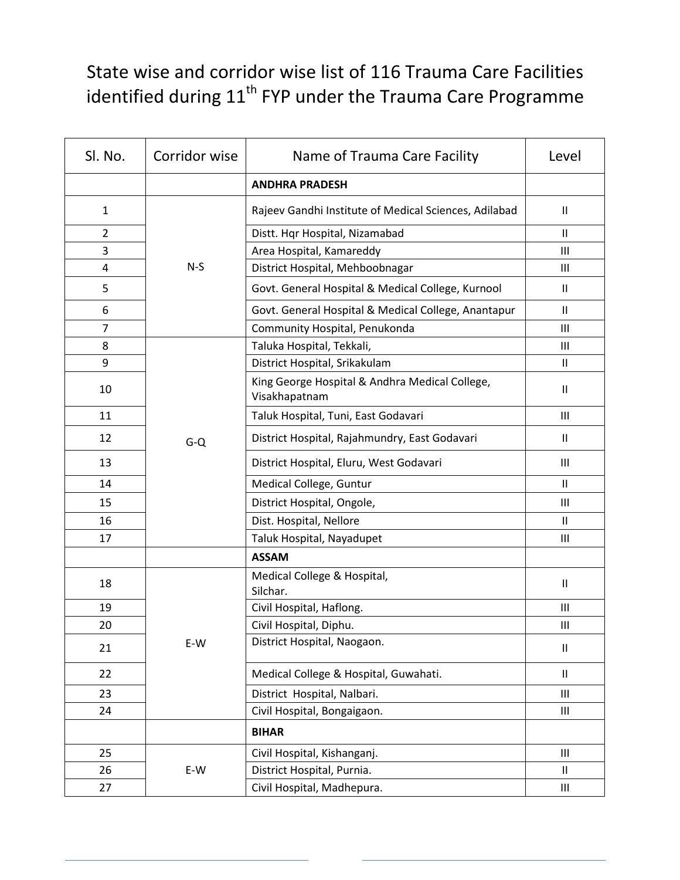# State wise and corridor wise list of 116 Trauma Care Facilities identified during 11th FYP under the Trauma Care Programme

| Sl. No. | Corridor wise | Name of Trauma Care Facility | Level |
|---|---|---|---|
| | | **ANDHRA PRADESH** | |
| 1 | N-S | Rajeev Gandhi Institute of Medical Sciences, Adilabad | II |
| 2 | | Distt. Hqr Hospital, Nizamabad | II |
| 3 | | Area Hospital, Kamareddy | III |
| 4 | | District Hospital, Mehboobnagar | III |
| 5 | | Govt. General Hospital & Medical College, Kurnool | II |
| 6 | | Govt. General Hospital & Medical College, Anantapur | II |
| 7 | | Community Hospital, Penukonda | III |
| 8 | G-Q | Taluka Hospital, Tekkali, | III |
| 9 | | District Hospital, Srikakulam | II |
| 10 | | King George Hospital & Andhra Medical College, Visakhapatnam | II |
| 11 | | Taluk Hospital, Tuni, East Godavari | III |
| 12 | | District Hospital, Rajahmundry, East Godavari | II |
| 13 | | District Hospital, Eluru, West Godavari | III |
| 14 | | Medical College, Guntur | II |
| 15 | | District Hospital, Ongole, | III |
| 16 | | Dist. Hospital, Nellore | II |
| 17 | | Taluk Hospital, Nayadupet | III |
| | | **ASSAM** | |
| 18 | E-W | Medical College & Hospital, Silchar. | II |
| 19 | | Civil Hospital, Haflong. | III |
| 20 | | Civil Hospital, Diphu. | III |
| 21 | | District Hospital, Naogaon. | II |
| 22 | | Medical College & Hospital, Guwahati. | II |
| 23 | | District Hospital, Nalbari. | III |
| 24 | | Civil Hospital, Bongaigaon. | III |
| | | **BIHAR** | |
| 25 | E-W | Civil Hospital, Kishanganj. | III |
| 26 | | District Hospital, Purnia. | II |
| 27 | | Civil Hospital, Madhepura. | III |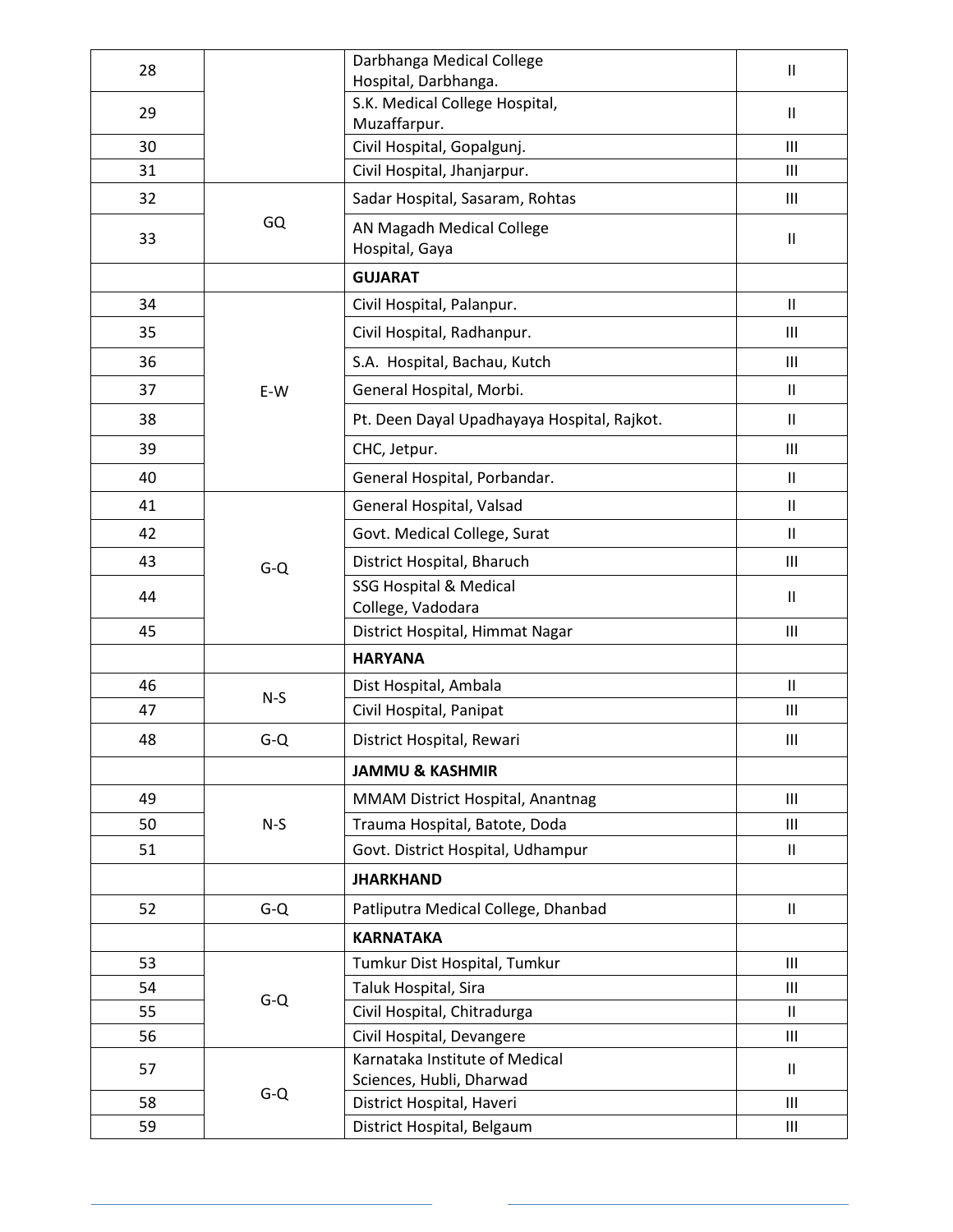| | | | |
|---|---|---|---|
| 28 | | Darbhanga Medical College Hospital, Darbhanga. | II |
| 29 | | S.K. Medical College Hospital, Muzaffarpur. | II |
| 30 | | Civil Hospital, Gopalgunj. | III |
| 31 | | Civil Hospital, Jhanjarpur. | III |
| 32 | GQ | Sadar Hospital, Sasaram, Rohtas | III |
| 33 | | AN Magadh Medical College Hospital, Gaya | II |
| | | **GUJARAT** | |
| 34 | E-W | Civil Hospital, Palanpur. | II |
| 35 | | Civil Hospital, Radhanpur. | III |
| 36 | | S.A. Hospital, Bachau, Kutch | III |
| 37 | | General Hospital, Morbi. | II |
| 38 | | Pt. Deen Dayal Upadhayaya Hospital, Rajkot. | II |
| 39 | | CHC, Jetpur. | III |
| 40 | | General Hospital, Porbandar. | II |
| 41 | G-Q | General Hospital, Valsad | II |
| 42 | | Govt. Medical College, Surat | II |
| 43 | | District Hospital, Bharuch | III |
| 44 | | SSG Hospital & Medical College, Vadodara | II |
| 45 | | District Hospital, Himmat Nagar | III |
| | | **HARYANA** | |
| 46 | N-S | Dist Hospital, Ambala | II |
| 47 | | Civil Hospital, Panipat | III |
| 48 | G-Q | District Hospital, Rewari | III |
| | | **JAMMU & KASHMIR** | |
| 49 | N-S | MMAM District Hospital, Anantnag | III |
| 50 | | Trauma Hospital, Batote, Doda | III |
| 51 | | Govt. District Hospital, Udhampur | II |
| | | **JHARKHAND** | |
| 52 | G-Q | Patliputra Medical College, Dhanbad | II |
| | | **KARNATAKA** | |
| 53 | G-Q | Tumkur Dist Hospital, Tumkur | III |
| 54 | | Taluk Hospital, Sira | III |
| 55 | | Civil Hospital, Chitradurga | II |
| 56 | | Civil Hospital, Devangere | III |
| 57 | G-Q | Karnataka Institute of Medical Sciences, Hubli, Dharwad | II |
| 58 | | District Hospital, Haveri | III |
| 59 | | District Hospital, Belgaum | III |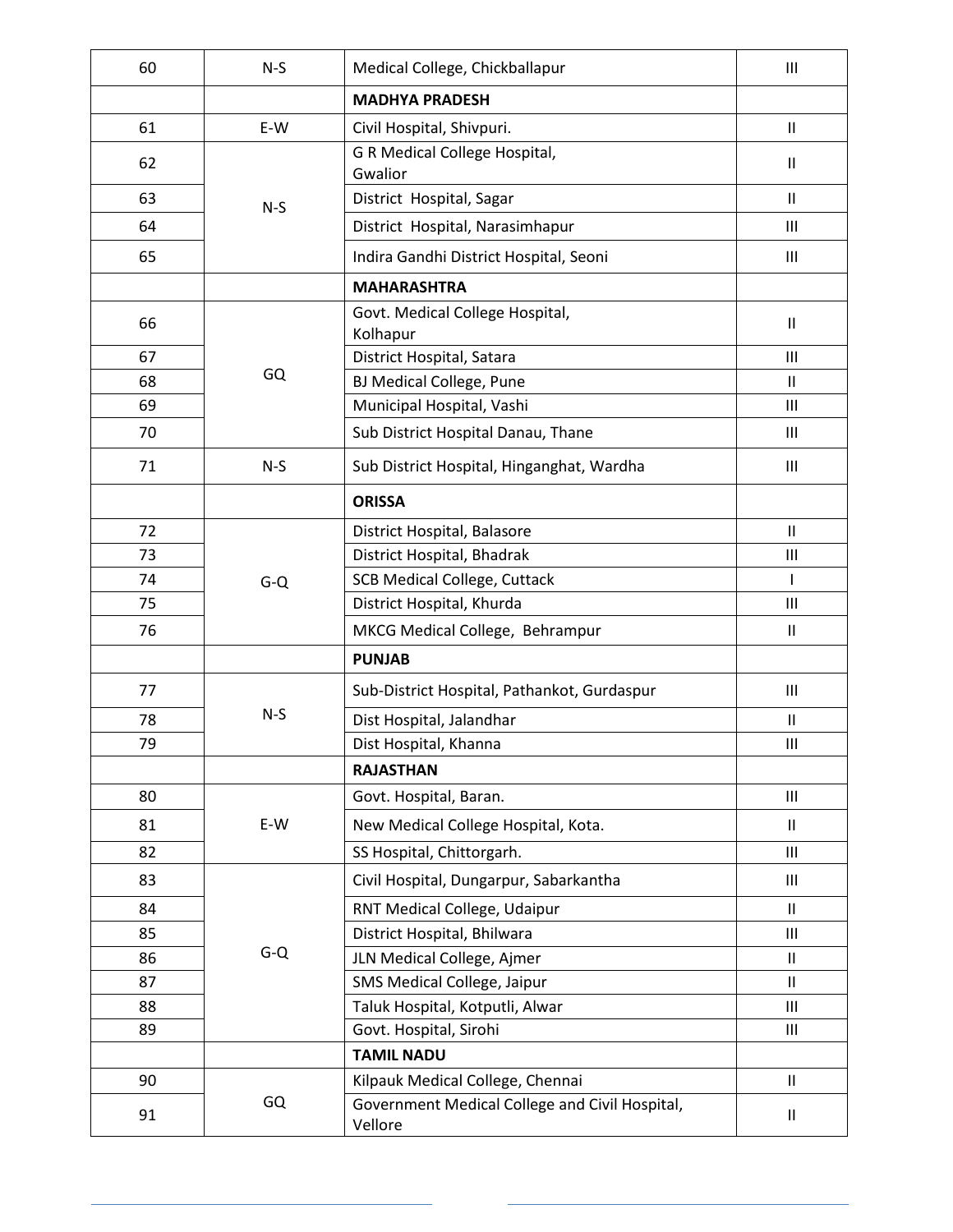| | | | |
|---|---|---|---|
| 60 | N-S | Medical College, Chickballapur | III |
| | | **MADHYA PRADESH** | |
| 61 | E-W | Civil Hospital, Shivpuri. | II |
| 62 | N-S | G R Medical College Hospital, Gwalior | II |
| 63 | | District Hospital, Sagar | II |
| 64 | | District Hospital, Narasimhapur | III |
| 65 | | Indira Gandhi District Hospital, Seoni | III |
| | | **MAHARASHTRA** | |
| 66 | GQ | Govt. Medical College Hospital, Kolhapur | II |
| 67 | | District Hospital, Satara | III |
| 68 | | BJ Medical College, Pune | II |
| 69 | | Municipal Hospital, Vashi | III |
| 70 | | Sub District Hospital Danau, Thane | III |
| 71 | N-S | Sub District Hospital, Hinganghat, Wardha | III |
| | | **ORISSA** | |
| 72 | G-Q | District Hospital, Balasore | II |
| 73 | | District Hospital, Bhadrak | III |
| 74 | | SCB Medical College, Cuttack | I |
| 75 | | District Hospital, Khurda | III |
| 76 | | MKCG Medical College, Behrampur | II |
| | | **PUNJAB** | |
| 77 | N-S | Sub-District Hospital, Pathankot, Gurdaspur | III |
| 78 | | Dist Hospital, Jalandhar | II |
| 79 | | Dist Hospital, Khanna | III |
| | | **RAJASTHAN** | |
| 80 | E-W | Govt. Hospital, Baran. | III |
| 81 | | New Medical College Hospital, Kota. | II |
| 82 | | SS Hospital, Chittorgarh. | III |
| 83 | G-Q | Civil Hospital, Dungarpur, Sabarkantha | III |
| 84 | | RNT Medical College, Udaipur | II |
| 85 | | District Hospital, Bhilwara | III |
| 86 | | JLN Medical College, Ajmer | II |
| 87 | | SMS Medical College, Jaipur | II |
| 88 | | Taluk Hospital, Kotputli, Alwar | III |
| 89 | | Govt. Hospital, Sirohi | III |
| | | **TAMIL NADU** | |
| 90 | GQ | Kilpauk Medical College, Chennai | II |
| 91 | | Government Medical College and Civil Hospital, Vellore | II |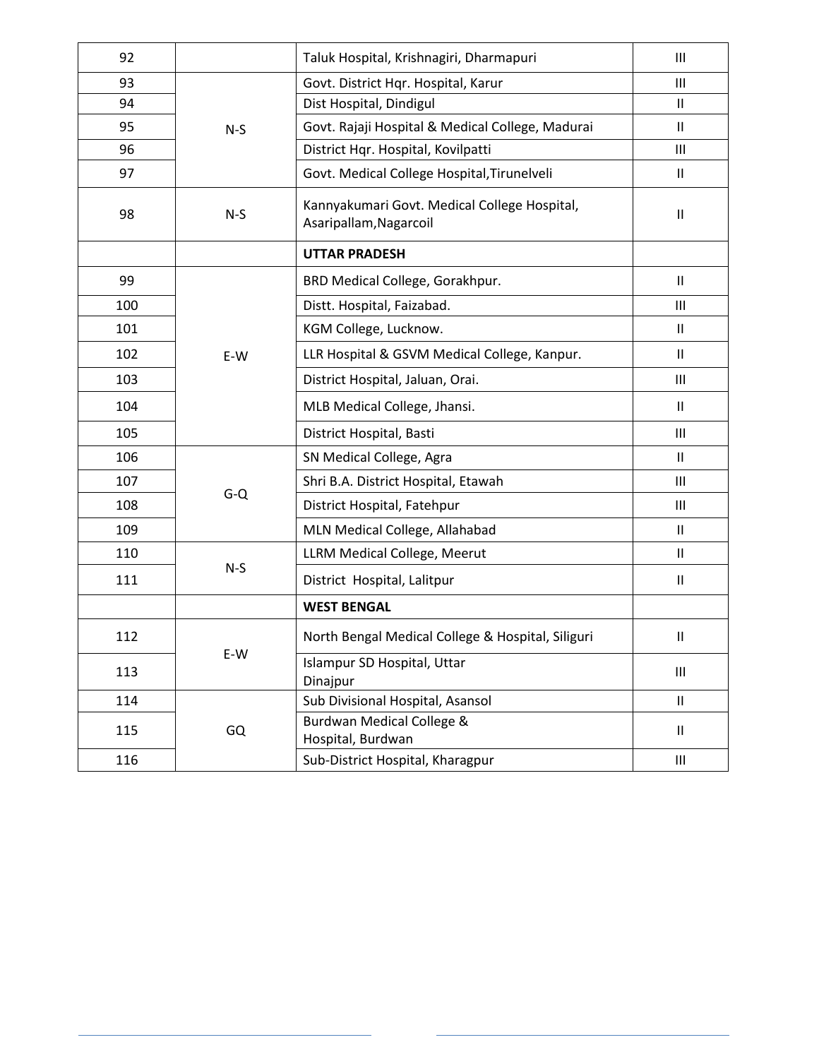| | | | |
|---|---|---|---|
| 92 | | Taluk Hospital, Krishnagiri, Dharmapuri | III |
| 93 | N-S | Govt. District Hqr. Hospital, Karur | III |
| 94 | | Dist Hospital, Dindigul | II |
| 95 | | Govt. Rajaji Hospital & Medical College, Madurai | II |
| 96 | | District Hqr. Hospital, Kovilpatti | III |
| 97 | | Govt. Medical College Hospital,Tirunelveli | II |
| 98 | N-S | Kannyakumari Govt. Medical College Hospital, Asaripallam,Nagarcoil | II |
| | | **UTTAR PRADESH** | |
| 99 | E-W | BRD Medical College, Gorakhpur. | II |
| 100 | | Distt. Hospital, Faizabad. | III |
| 101 | | KGM College, Lucknow. | II |
| 102 | | LLR Hospital & GSVM Medical College, Kanpur. | II |
| 103 | | District Hospital, Jaluan, Orai. | III |
| 104 | | MLB Medical College, Jhansi. | II |
| 105 | | District Hospital, Basti | III |
| 106 | G-Q | SN Medical College, Agra | II |
| 107 | | Shri B.A. District Hospital, Etawah | III |
| 108 | | District Hospital, Fatehpur | III |
| 109 | | MLN Medical College, Allahabad | II |
| 110 | N-S | LLRM Medical College, Meerut | II |
| 111 | | District Hospital, Lalitpur | II |
| | | **WEST BENGAL** | |
| 112 | E-W | North Bengal Medical College & Hospital, Siliguri | II |
| 113 | | Islampur SD Hospital, Uttar Dinajpur | III |
| 114 | GQ | Sub Divisional Hospital, Asansol | II |
| 115 | | Burdwan Medical College & Hospital, Burdwan | II |
| 116 | | Sub-District Hospital, Kharagpur | III |